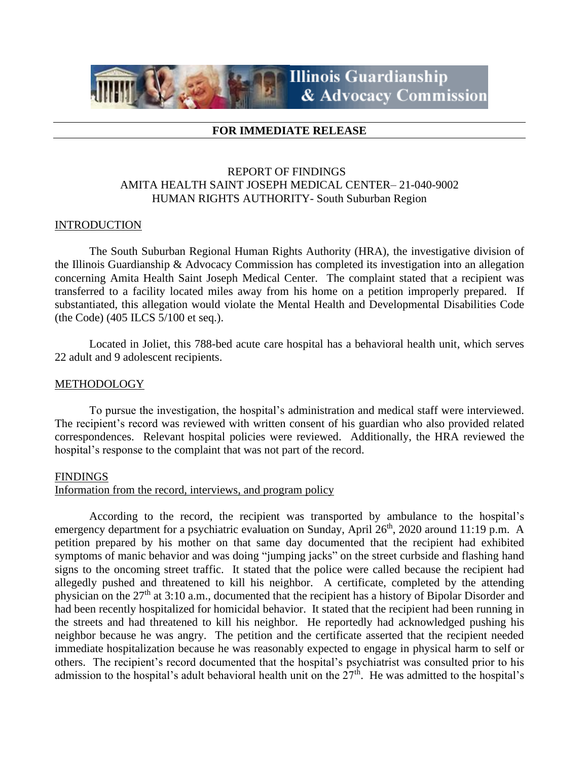Illinois Guardianship & Advocacy Commission

**FOR IMMEDIATE RELEASE**

REPORT OF FINDINGS
AMITA HEALTH SAINT JOSEPH MEDICAL CENTER– 21-040-9002
HUMAN RIGHTS AUTHORITY- South Suburban Region

## INTRODUCTION

The South Suburban Regional Human Rights Authority (HRA), the investigative division of the Illinois Guardianship & Advocacy Commission has completed its investigation into an allegation concerning Amita Health Saint Joseph Medical Center. The complaint stated that a recipient was transferred to a facility located miles away from his home on a petition improperly prepared. If substantiated, this allegation would violate the Mental Health and Developmental Disabilities Code (the Code) (405 ILCS 5/100 et seq.).

Located in Joliet, this 788-bed acute care hospital has a behavioral health unit, which serves 22 adult and 9 adolescent recipients.

## METHODOLOGY

To pursue the investigation, the hospital's administration and medical staff were interviewed. The recipient's record was reviewed with written consent of his guardian who also provided related correspondences. Relevant hospital policies were reviewed. Additionally, the HRA reviewed the hospital's response to the complaint that was not part of the record.

## FINDINGS

### Information from the record, interviews, and program policy

According to the record, the recipient was transported by ambulance to the hospital's emergency department for a psychiatric evaluation on Sunday, April 26th, 2020 around 11:19 p.m. A petition prepared by his mother on that same day documented that the recipient had exhibited symptoms of manic behavior and was doing "jumping jacks" on the street curbside and flashing hand signs to the oncoming street traffic. It stated that the police were called because the recipient had allegedly pushed and threatened to kill his neighbor. A certificate, completed by the attending physician on the 27th at 3:10 a.m., documented that the recipient has a history of Bipolar Disorder and had been recently hospitalized for homicidal behavior. It stated that the recipient had been running in the streets and had threatened to kill his neighbor. He reportedly had acknowledged pushing his neighbor because he was angry. The petition and the certificate asserted that the recipient needed immediate hospitalization because he was reasonably expected to engage in physical harm to self or others. The recipient's record documented that the hospital's psychiatrist was consulted prior to his admission to the hospital's adult behavioral health unit on the 27th. He was admitted to the hospital's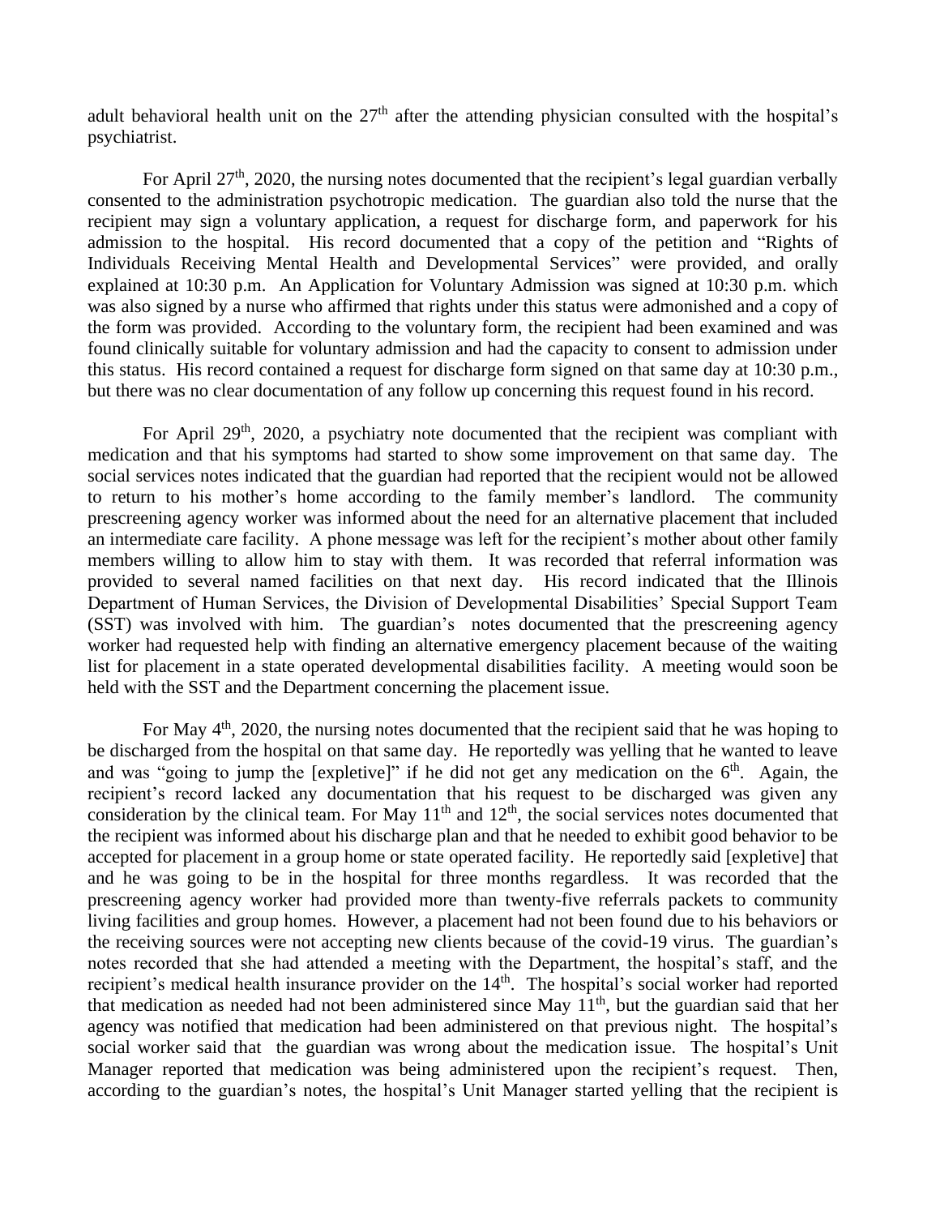adult behavioral health unit on the 27th after the attending physician consulted with the hospital's psychiatrist.

For April 27th, 2020, the nursing notes documented that the recipient's legal guardian verbally consented to the administration psychotropic medication. The guardian also told the nurse that the recipient may sign a voluntary application, a request for discharge form, and paperwork for his admission to the hospital. His record documented that a copy of the petition and "Rights of Individuals Receiving Mental Health and Developmental Services" were provided, and orally explained at 10:30 p.m. An Application for Voluntary Admission was signed at 10:30 p.m. which was also signed by a nurse who affirmed that rights under this status were admonished and a copy of the form was provided. According to the voluntary form, the recipient had been examined and was found clinically suitable for voluntary admission and had the capacity to consent to admission under this status. His record contained a request for discharge form signed on that same day at 10:30 p.m., but there was no clear documentation of any follow up concerning this request found in his record.

For April 29th, 2020, a psychiatry note documented that the recipient was compliant with medication and that his symptoms had started to show some improvement on that same day. The social services notes indicated that the guardian had reported that the recipient would not be allowed to return to his mother's home according to the family member's landlord. The community prescreening agency worker was informed about the need for an alternative placement that included an intermediate care facility. A phone message was left for the recipient's mother about other family members willing to allow him to stay with them. It was recorded that referral information was provided to several named facilities on that next day. His record indicated that the Illinois Department of Human Services, the Division of Developmental Disabilities' Special Support Team (SST) was involved with him. The guardian's notes documented that the prescreening agency worker had requested help with finding an alternative emergency placement because of the waiting list for placement in a state operated developmental disabilities facility. A meeting would soon be held with the SST and the Department concerning the placement issue.

For May 4th, 2020, the nursing notes documented that the recipient said that he was hoping to be discharged from the hospital on that same day. He reportedly was yelling that he wanted to leave and was "going to jump the [expletive]" if he did not get any medication on the 6th. Again, the recipient's record lacked any documentation that his request to be discharged was given any consideration by the clinical team. For May 11th and 12th, the social services notes documented that the recipient was informed about his discharge plan and that he needed to exhibit good behavior to be accepted for placement in a group home or state operated facility. He reportedly said [expletive] that and he was going to be in the hospital for three months regardless. It was recorded that the prescreening agency worker had provided more than twenty-five referrals packets to community living facilities and group homes. However, a placement had not been found due to his behaviors or the receiving sources were not accepting new clients because of the covid-19 virus. The guardian's notes recorded that she had attended a meeting with the Department, the hospital's staff, and the recipient's medical health insurance provider on the 14th. The hospital's social worker had reported that medication as needed had not been administered since May 11th, but the guardian said that her agency was notified that medication had been administered on that previous night. The hospital's social worker said that the guardian was wrong about the medication issue. The hospital's Unit Manager reported that medication was being administered upon the recipient's request. Then, according to the guardian's notes, the hospital's Unit Manager started yelling that the recipient is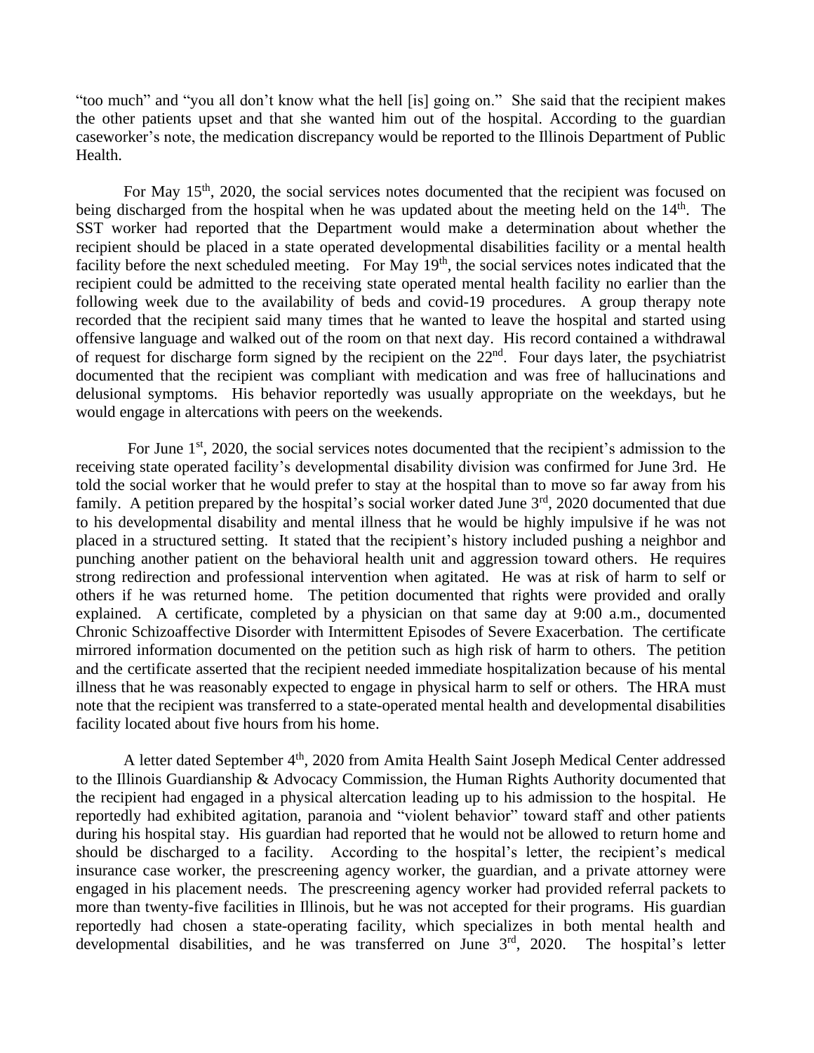"too much" and "you all don't know what the hell [is] going on." She said that the recipient makes the other patients upset and that she wanted him out of the hospital. According to the guardian caseworker's note, the medication discrepancy would be reported to the Illinois Department of Public Health.

For May 15th, 2020, the social services notes documented that the recipient was focused on being discharged from the hospital when he was updated about the meeting held on the 14th. The SST worker had reported that the Department would make a determination about whether the recipient should be placed in a state operated developmental disabilities facility or a mental health facility before the next scheduled meeting. For May 19th, the social services notes indicated that the recipient could be admitted to the receiving state operated mental health facility no earlier than the following week due to the availability of beds and covid-19 procedures. A group therapy note recorded that the recipient said many times that he wanted to leave the hospital and started using offensive language and walked out of the room on that next day. His record contained a withdrawal of request for discharge form signed by the recipient on the 22nd. Four days later, the psychiatrist documented that the recipient was compliant with medication and was free of hallucinations and delusional symptoms. His behavior reportedly was usually appropriate on the weekdays, but he would engage in altercations with peers on the weekends.

For June 1st, 2020, the social services notes documented that the recipient's admission to the receiving state operated facility's developmental disability division was confirmed for June 3rd. He told the social worker that he would prefer to stay at the hospital than to move so far away from his family. A petition prepared by the hospital's social worker dated June 3rd, 2020 documented that due to his developmental disability and mental illness that he would be highly impulsive if he was not placed in a structured setting. It stated that the recipient's history included pushing a neighbor and punching another patient on the behavioral health unit and aggression toward others. He requires strong redirection and professional intervention when agitated. He was at risk of harm to self or others if he was returned home. The petition documented that rights were provided and orally explained. A certificate, completed by a physician on that same day at 9:00 a.m., documented Chronic Schizoaffective Disorder with Intermittent Episodes of Severe Exacerbation. The certificate mirrored information documented on the petition such as high risk of harm to others. The petition and the certificate asserted that the recipient needed immediate hospitalization because of his mental illness that he was reasonably expected to engage in physical harm to self or others. The HRA must note that the recipient was transferred to a state-operated mental health and developmental disabilities facility located about five hours from his home.

A letter dated September 4th, 2020 from Amita Health Saint Joseph Medical Center addressed to the Illinois Guardianship & Advocacy Commission, the Human Rights Authority documented that the recipient had engaged in a physical altercation leading up to his admission to the hospital. He reportedly had exhibited agitation, paranoia and "violent behavior" toward staff and other patients during his hospital stay. His guardian had reported that he would not be allowed to return home and should be discharged to a facility. According to the hospital's letter, the recipient's medical insurance case worker, the prescreening agency worker, the guardian, and a private attorney were engaged in his placement needs. The prescreening agency worker had provided referral packets to more than twenty-five facilities in Illinois, but he was not accepted for their programs. His guardian reportedly had chosen a state-operating facility, which specializes in both mental health and developmental disabilities, and he was transferred on June 3rd, 2020. The hospital's letter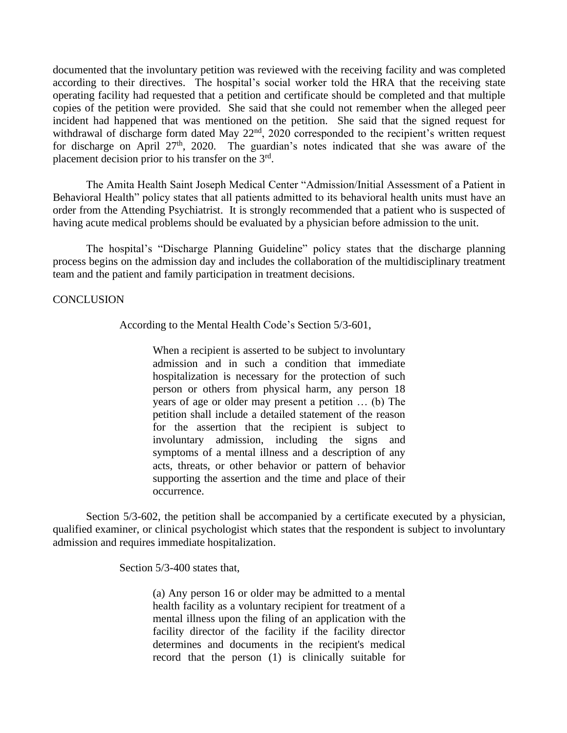documented that the involuntary petition was reviewed with the receiving facility and was completed according to their directives. The hospital's social worker told the HRA that the receiving state operating facility had requested that a petition and certificate should be completed and that multiple copies of the petition were provided. She said that she could not remember when the alleged peer incident had happened that was mentioned on the petition. She said that the signed request for withdrawal of discharge form dated May 22nd, 2020 corresponded to the recipient's written request for discharge on April 27th, 2020. The guardian's notes indicated that she was aware of the placement decision prior to his transfer on the 3rd.

The Amita Health Saint Joseph Medical Center "Admission/Initial Assessment of a Patient in Behavioral Health" policy states that all patients admitted to its behavioral health units must have an order from the Attending Psychiatrist. It is strongly recommended that a patient who is suspected of having acute medical problems should be evaluated by a physician before admission to the unit.

The hospital's "Discharge Planning Guideline" policy states that the discharge planning process begins on the admission day and includes the collaboration of the multidisciplinary treatment team and the patient and family participation in treatment decisions.

CONCLUSION

According to the Mental Health Code's Section 5/3-601,

> When a recipient is asserted to be subject to involuntary admission and in such a condition that immediate hospitalization is necessary for the protection of such person or others from physical harm, any person 18 years of age or older may present a petition … (b) The petition shall include a detailed statement of the reason for the assertion that the recipient is subject to involuntary admission, including the signs and symptoms of a mental illness and a description of any acts, threats, or other behavior or pattern of behavior supporting the assertion and the time and place of their occurrence.

Section 5/3-602, the petition shall be accompanied by a certificate executed by a physician, qualified examiner, or clinical psychologist which states that the respondent is subject to involuntary admission and requires immediate hospitalization.

Section 5/3-400 states that,

> (a) Any person 16 or older may be admitted to a mental health facility as a voluntary recipient for treatment of a mental illness upon the filing of an application with the facility director of the facility if the facility director determines and documents in the recipient's medical record that the person (1) is clinically suitable for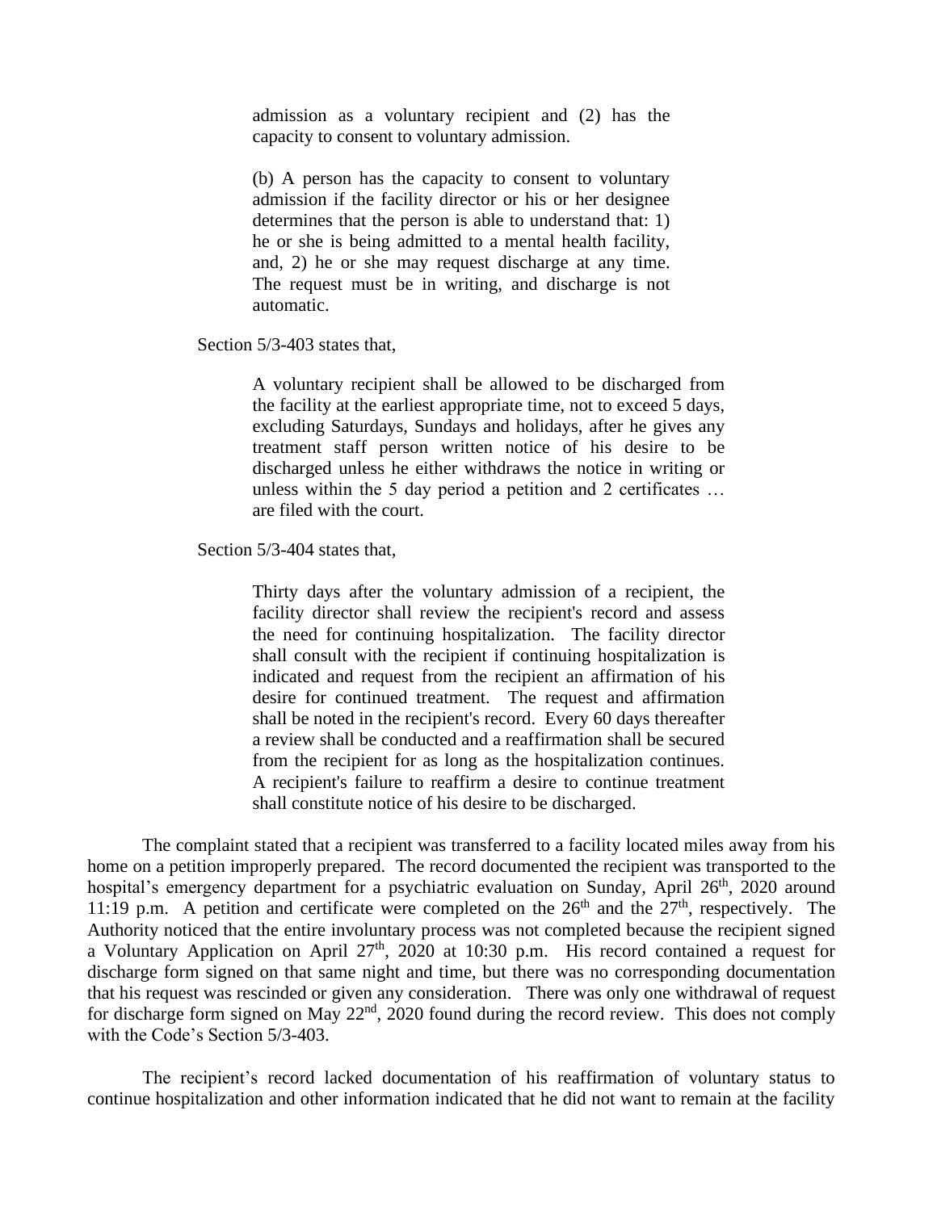> admission as a voluntary recipient and (2) has the capacity to consent to voluntary admission.
>
> (b) A person has the capacity to consent to voluntary admission if the facility director or his or her designee determines that the person is able to understand that: 1) he or she is being admitted to a mental health facility, and, 2) he or she may request discharge at any time. The request must be in writing, and discharge is not automatic.

Section 5/3-403 states that,

> A voluntary recipient shall be allowed to be discharged from the facility at the earliest appropriate time, not to exceed 5 days, excluding Saturdays, Sundays and holidays, after he gives any treatment staff person written notice of his desire to be discharged unless he either withdraws the notice in writing or unless within the 5 day period a petition and 2 certificates … are filed with the court.

Section 5/3-404 states that,

> Thirty days after the voluntary admission of a recipient, the facility director shall review the recipient's record and assess the need for continuing hospitalization. The facility director shall consult with the recipient if continuing hospitalization is indicated and request from the recipient an affirmation of his desire for continued treatment. The request and affirmation shall be noted in the recipient's record. Every 60 days thereafter a review shall be conducted and a reaffirmation shall be secured from the recipient for as long as the hospitalization continues. A recipient's failure to reaffirm a desire to continue treatment shall constitute notice of his desire to be discharged.

The complaint stated that a recipient was transferred to a facility located miles away from his home on a petition improperly prepared. The record documented the recipient was transported to the hospital's emergency department for a psychiatric evaluation on Sunday, April 26th, 2020 around 11:19 p.m. A petition and certificate were completed on the 26th and the 27th, respectively. The Authority noticed that the entire involuntary process was not completed because the recipient signed a Voluntary Application on April 27th, 2020 at 10:30 p.m. His record contained a request for discharge form signed on that same night and time, but there was no corresponding documentation that his request was rescinded or given any consideration. There was only one withdrawal of request for discharge form signed on May 22nd, 2020 found during the record review. This does not comply with the Code's Section 5/3-403.

The recipient's record lacked documentation of his reaffirmation of voluntary status to continue hospitalization and other information indicated that he did not want to remain at the facility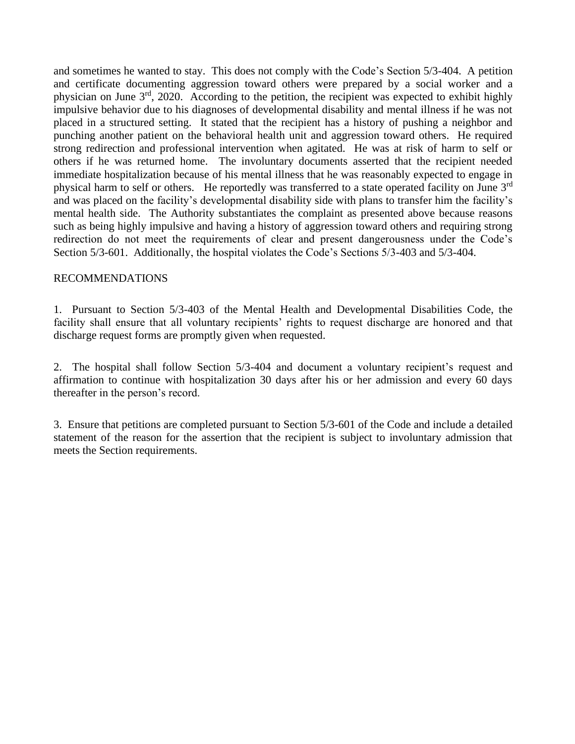and sometimes he wanted to stay. This does not comply with the Code's Section 5/3-404. A petition and certificate documenting aggression toward others were prepared by a social worker and a physician on June 3rd, 2020. According to the petition, the recipient was expected to exhibit highly impulsive behavior due to his diagnoses of developmental disability and mental illness if he was not placed in a structured setting. It stated that the recipient has a history of pushing a neighbor and punching another patient on the behavioral health unit and aggression toward others. He required strong redirection and professional intervention when agitated. He was at risk of harm to self or others if he was returned home. The involuntary documents asserted that the recipient needed immediate hospitalization because of his mental illness that he was reasonably expected to engage in physical harm to self or others. He reportedly was transferred to a state operated facility on June 3rd and was placed on the facility's developmental disability side with plans to transfer him the facility's mental health side. The Authority substantiates the complaint as presented above because reasons such as being highly impulsive and having a history of aggression toward others and requiring strong redirection do not meet the requirements of clear and present dangerousness under the Code's Section 5/3-601. Additionally, the hospital violates the Code's Sections 5/3-403 and 5/3-404.

## RECOMMENDATIONS

1. Pursuant to Section 5/3-403 of the Mental Health and Developmental Disabilities Code, the facility shall ensure that all voluntary recipients' rights to request discharge are honored and that discharge request forms are promptly given when requested.

2. The hospital shall follow Section 5/3-404 and document a voluntary recipient's request and affirmation to continue with hospitalization 30 days after his or her admission and every 60 days thereafter in the person's record.

3. Ensure that petitions are completed pursuant to Section 5/3-601 of the Code and include a detailed statement of the reason for the assertion that the recipient is subject to involuntary admission that meets the Section requirements.